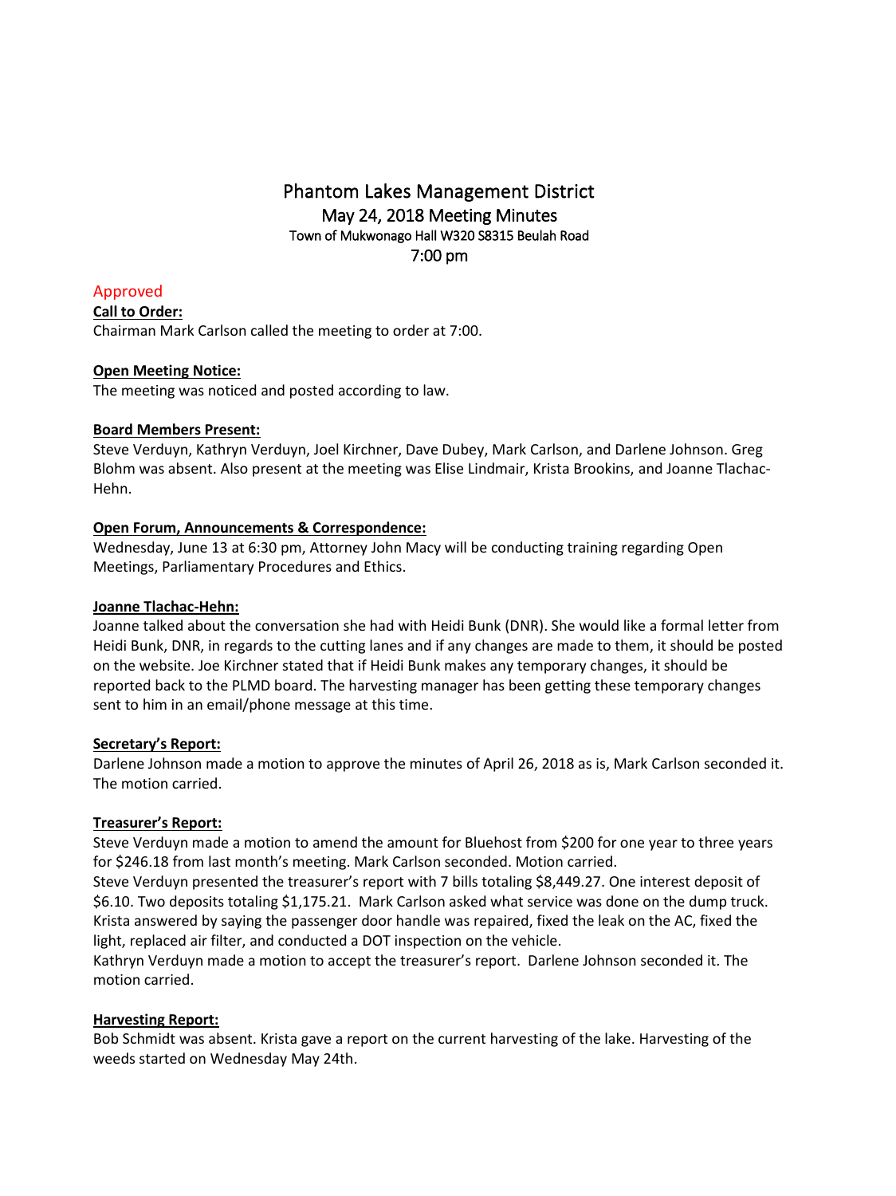# Phantom Lakes Management District

## May 24, 2018 Meeting Minutes

Town of Mukwonago Hall W320 S8315 Beulah Road

7:00 pm

Approved

**Call to Order:**

Chairman Mark Carlson called the meeting to order at 7:00.

**Open Meeting Notice:**

The meeting was noticed and posted according to law.

**Board Members Present:**

Steve Verduyn, Kathryn Verduyn, Joel Kirchner, Dave Dubey, Mark Carlson, and Darlene Johnson. Greg Blohm was absent. Also present at the meeting was Elise Lindmair, Krista Brookins, and Joanne Tlachac-Hehn.

**Open Forum, Announcements & Correspondence:**

Wednesday, June 13 at 6:30 pm, Attorney John Macy will be conducting training regarding Open Meetings, Parliamentary Procedures and Ethics.

**Joanne Tlachac-Hehn:**

Joanne talked about the conversation she had with Heidi Bunk (DNR). She would like a formal letter from Heidi Bunk, DNR, in regards to the cutting lanes and if any changes are made to them, it should be posted on the website. Joe Kirchner stated that if Heidi Bunk makes any temporary changes, it should be reported back to the PLMD board. The harvesting manager has been getting these temporary changes sent to him in an email/phone message at this time.

**Secretary's Report:**

Darlene Johnson made a motion to approve the minutes of April 26, 2018 as is, Mark Carlson seconded it. The motion carried.

**Treasurer's Report:**

Steve Verduyn made a motion to amend the amount for Bluehost from $200 for one year to three years for $246.18 from last month's meeting. Mark Carlson seconded. Motion carried.

Steve Verduyn presented the treasurer's report with 7 bills totaling $8,449.27. One interest deposit of $6.10. Two deposits totaling $1,175.21. Mark Carlson asked what service was done on the dump truck. Krista answered by saying the passenger door handle was repaired, fixed the leak on the AC, fixed the light, replaced air filter, and conducted a DOT inspection on the vehicle.

Kathryn Verduyn made a motion to accept the treasurer's report. Darlene Johnson seconded it. The motion carried.

**Harvesting Report:**

Bob Schmidt was absent. Krista gave a report on the current harvesting of the lake. Harvesting of the weeds started on Wednesday May 24th.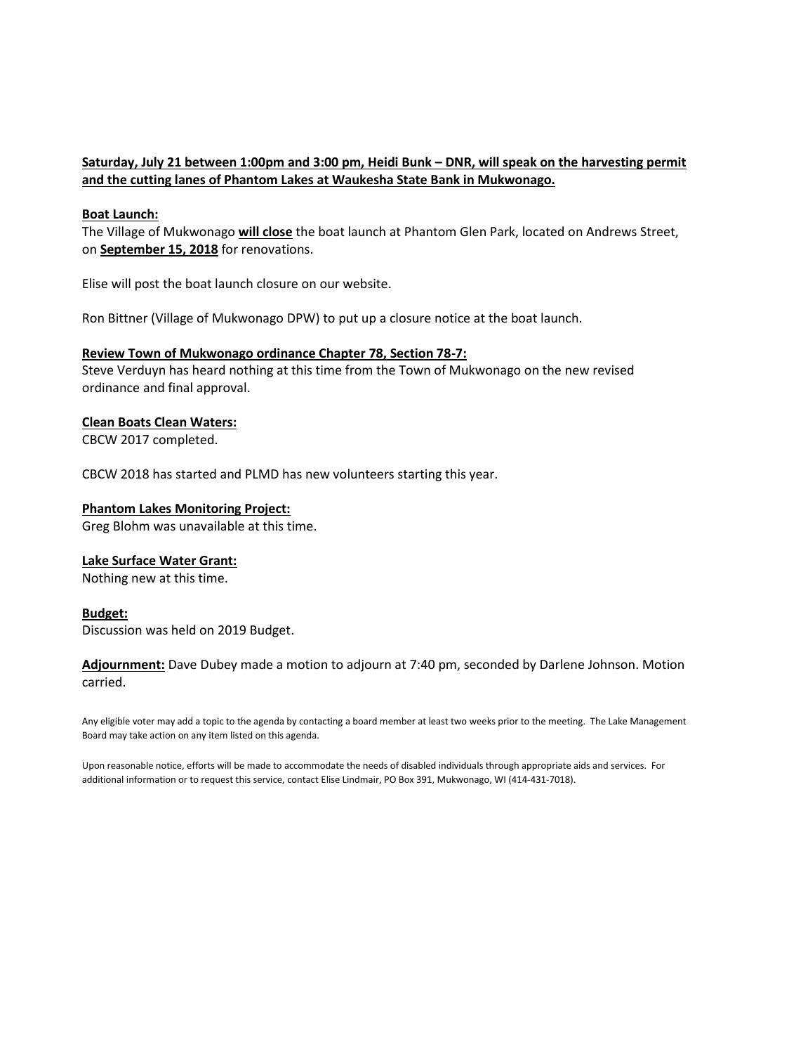**Saturday, July 21 between 1:00pm and 3:00 pm, Heidi Bunk – DNR, will speak on the harvesting permit and the cutting lanes of Phantom Lakes at Waukesha State Bank in Mukwonago.**

**Boat Launch:**
The Village of Mukwonago **will close** the boat launch at Phantom Glen Park, located on Andrews Street, on **September 15, 2018** for renovations.

Elise will post the boat launch closure on our website.

Ron Bittner (Village of Mukwonago DPW) to put up a closure notice at the boat launch.

**Review Town of Mukwonago ordinance Chapter 78, Section 78-7:**
Steve Verduyn has heard nothing at this time from the Town of Mukwonago on the new revised ordinance and final approval.

**Clean Boats Clean Waters:**
CBCW 2017 completed.

CBCW 2018 has started and PLMD has new volunteers starting this year.

**Phantom Lakes Monitoring Project:**
Greg Blohm was unavailable at this time.

**Lake Surface Water Grant:**
Nothing new at this time.

**Budget:**
Discussion was held on 2019 Budget.

**Adjournment:** Dave Dubey made a motion to adjourn at 7:40 pm, seconded by Darlene Johnson. Motion carried.

Any eligible voter may add a topic to the agenda by contacting a board member at least two weeks prior to the meeting. The Lake Management Board may take action on any item listed on this agenda.

Upon reasonable notice, efforts will be made to accommodate the needs of disabled individuals through appropriate aids and services. For additional information or to request this service, contact Elise Lindmair, PO Box 391, Mukwonago, WI (414-431-7018).